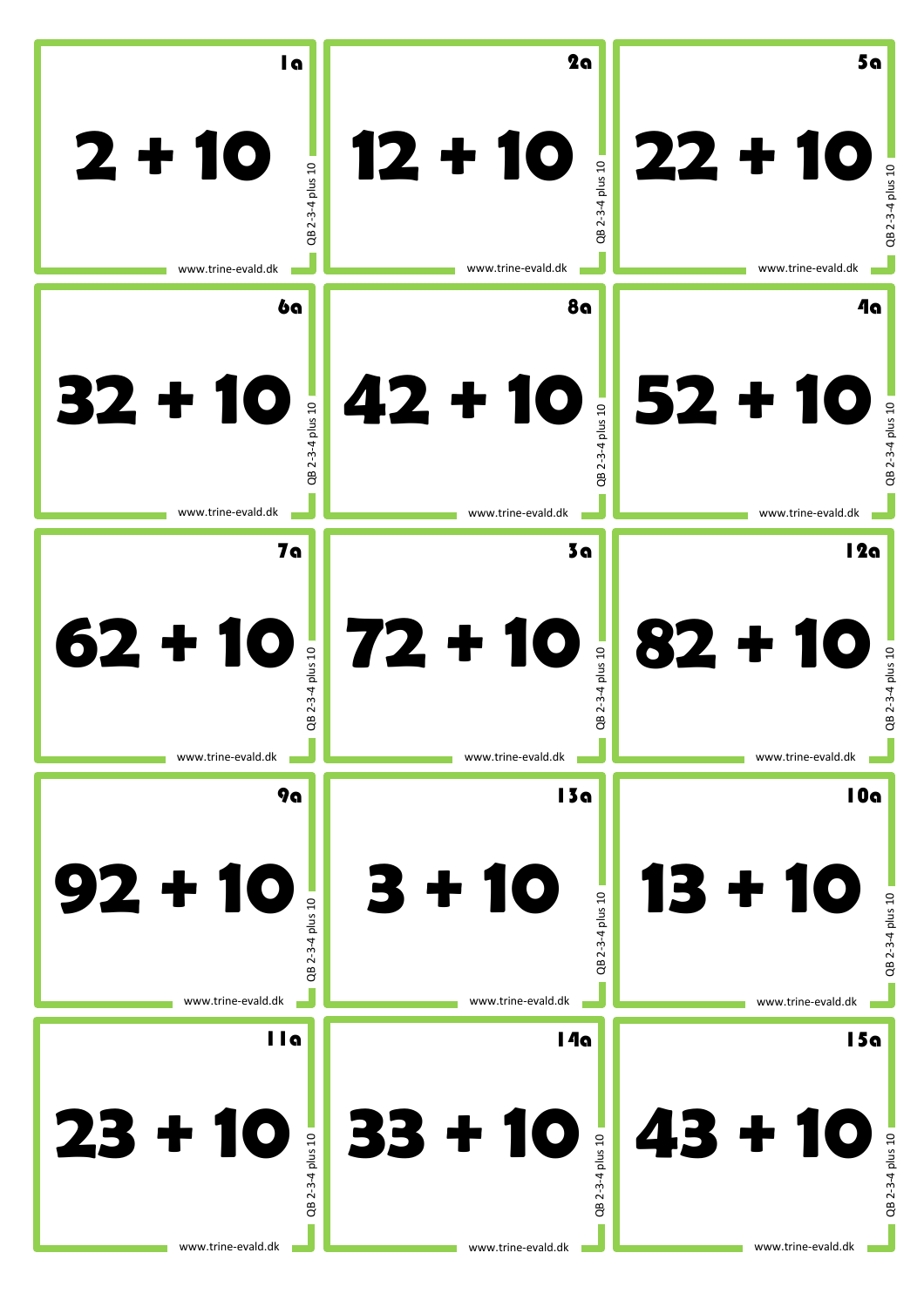| 1a | 2a | 5a |
|---|---|---|
| 2 + 10 | 12 + 10 | 22 + 10 |
| QB 2-3-4 plus 10 | QB 2-3-4 plus 10 | QB 2-3-4 plus 10 |
| www.trine-evald.dk | www.trine-evald.dk | www.trine-evald.dk |
| **6a** | **8a** | **4a** |
| 32 + 10 | 42 + 10 | 52 + 10 |
| QB 2-3-4 plus 10 | QB 2-3-4 plus 10 | QB 2-3-4 plus 10 |
| www.trine-evald.dk | www.trine-evald.dk | www.trine-evald.dk |
| **7a** | **3a** | **12a** |
| 62 + 10 | 72 + 10 | 82 + 10 |
| QB 2-3-4 plus 10 | QB 2-3-4 plus 10 | QB 2-3-4 plus 10 |
| www.trine-evald.dk | www.trine-evald.dk | www.trine-evald.dk |
| **9a** | **13a** | **10a** |
| 92 + 10 | 3 + 10 | 13 + 10 |
| QB 2-3-4 plus 10 | QB 2-3-4 plus 10 | QB 2-3-4 plus 10 |
| www.trine-evald.dk | www.trine-evald.dk | www.trine-evald.dk |
| **11a** | **14a** | **15a** |
| 23 + 10 | 33 + 10 | 43 + 10 |
| QB 2-3-4 plus 10 | QB 2-3-4 plus 10 | QB 2-3-4 plus 10 |
| www.trine-evald.dk | www.trine-evald.dk | www.trine-evald.dk |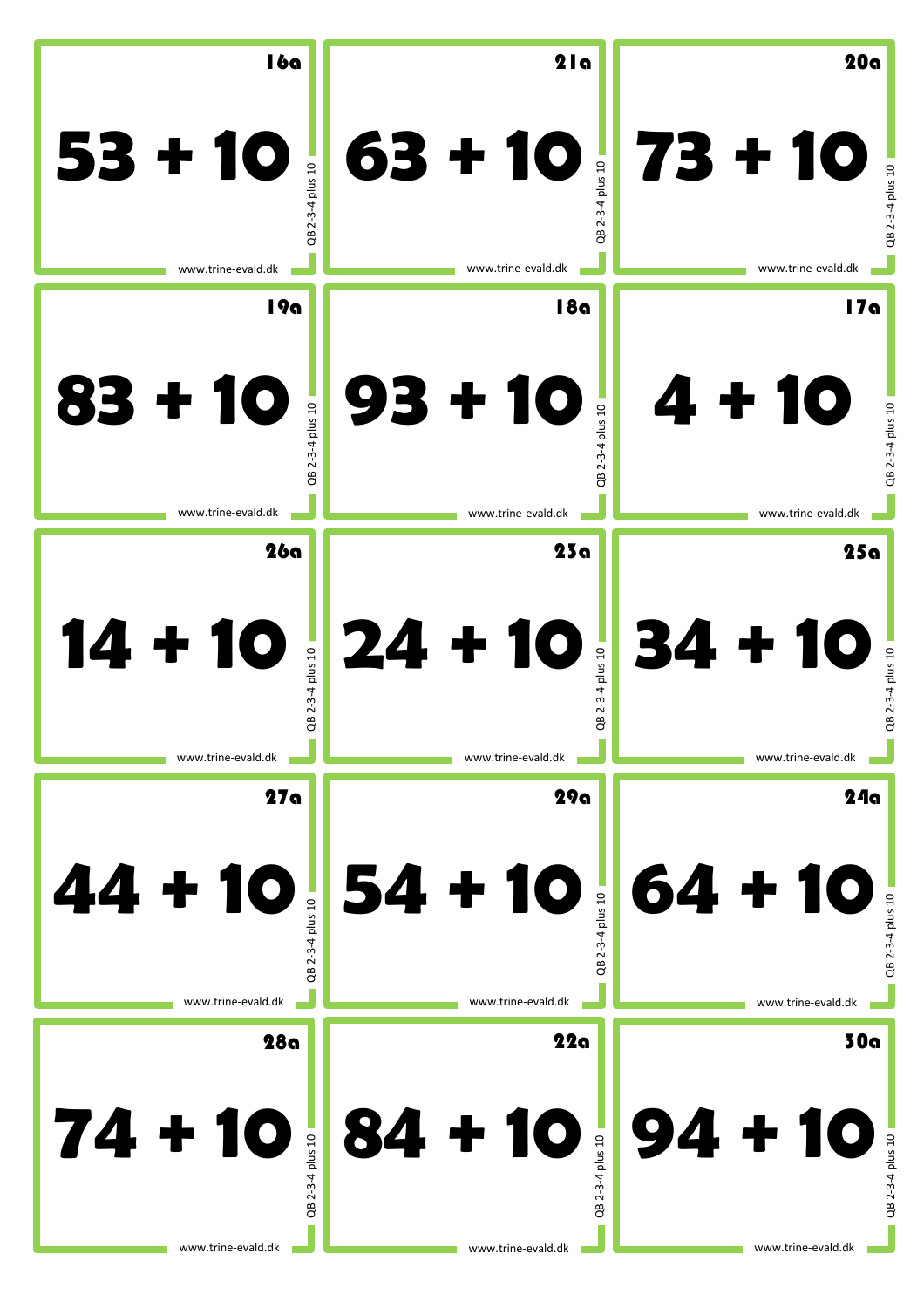16a

$53 + 10$

QB 2-3-4 plus 10

www.trine-evald.dk

21a

$63 + 10$

QB 2-3-4 plus 10

www.trine-evald.dk

20a

$73 + 10$

QB 2-3-4 plus 10

www.trine-evald.dk

19a

$83 + 10$

QB 2-3-4 plus 10

www.trine-evald.dk

18a

$93 + 10$

QB 2-3-4 plus 10

www.trine-evald.dk

17a

$4 + 10$

QB 2-3-4 plus 10

www.trine-evald.dk

26a

$14 + 10$

QB 2-3-4 plus 10

www.trine-evald.dk

23a

$24 + 10$

QB 2-3-4 plus 10

www.trine-evald.dk

25a

$34 + 10$

QB 2-3-4 plus 10

www.trine-evald.dk

27a

$44 + 10$

QB 2-3-4 plus 10

www.trine-evald.dk

29a

$54 + 10$

QB 2-3-4 plus 10

www.trine-evald.dk

24a

$64 + 10$

QB 2-3-4 plus 10

www.trine-evald.dk

28a

$74 + 10$

QB 2-3-4 plus 10

www.trine-evald.dk

22a

$84 + 10$

QB 2-3-4 plus 10

www.trine-evald.dk

30a

$94 + 10$

QB 2-3-4 plus 10

www.trine-evald.dk